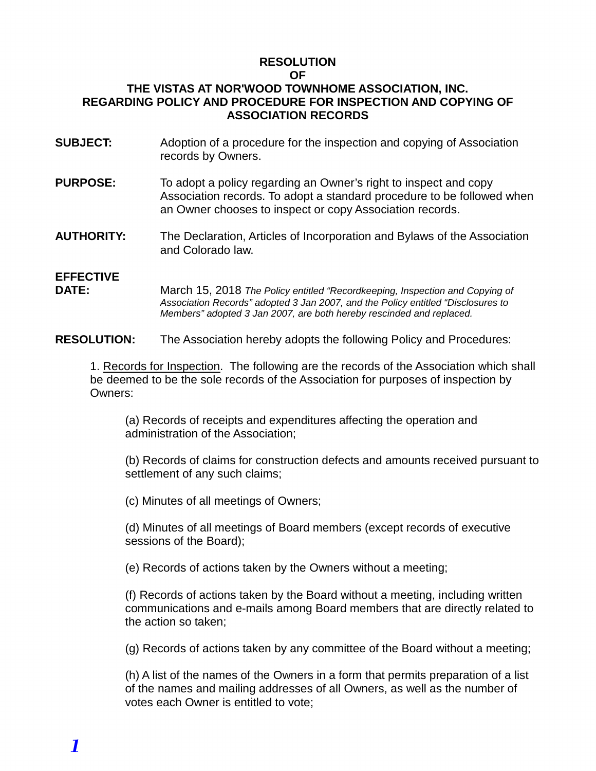**RESOLUTION**
**OF**
**THE VISTAS AT NOR'WOOD TOWNHOME ASSOCIATION, INC.**
**REGARDING POLICY AND PROCEDURE FOR INSPECTION AND COPYING OF ASSOCIATION RECORDS**

**SUBJECT:** Adoption of a procedure for the inspection and copying of Association records by Owners.

**PURPOSE:** To adopt a policy regarding an Owner's right to inspect and copy Association records. To adopt a standard procedure to be followed when an Owner chooses to inspect or copy Association records.

**AUTHORITY:** The Declaration, Articles of Incorporation and Bylaws of the Association and Colorado law.

**EFFECTIVE DATE:** March 15, 2018 *The Policy entitled "Recordkeeping, Inspection and Copying of Association Records" adopted 3 Jan 2007, and the Policy entitled "Disclosures to Members" adopted 3 Jan 2007, are both hereby rescinded and replaced.*

**RESOLUTION:** The Association hereby adopts the following Policy and Procedures:

1. Records for Inspection. The following are the records of the Association which shall be deemed to be the sole records of the Association for purposes of inspection by Owners:

(a) Records of receipts and expenditures affecting the operation and administration of the Association;

(b) Records of claims for construction defects and amounts received pursuant to settlement of any such claims;

(c) Minutes of all meetings of Owners;

(d) Minutes of all meetings of Board members (except records of executive sessions of the Board);

(e) Records of actions taken by the Owners without a meeting;

(f) Records of actions taken by the Board without a meeting, including written communications and e-mails among Board members that are directly related to the action so taken;

(g) Records of actions taken by any committee of the Board without a meeting;

(h) A list of the names of the Owners in a form that permits preparation of a list of the names and mailing addresses of all Owners, as well as the number of votes each Owner is entitled to vote;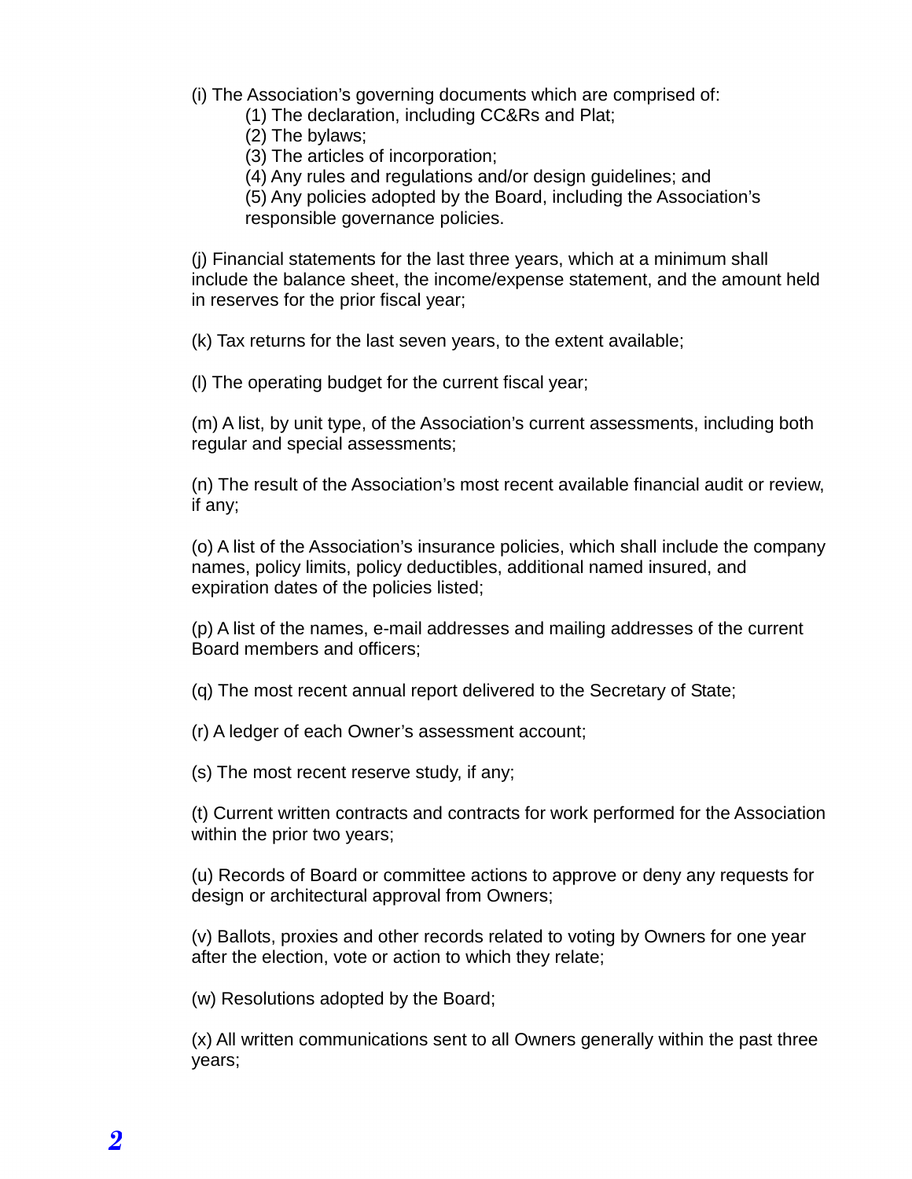(i) The Association's governing documents which are comprised of:

(1) The declaration, including CC&Rs and Plat;

(2) The bylaws;

(3) The articles of incorporation;

(4) Any rules and regulations and/or design guidelines; and

(5) Any policies adopted by the Board, including the Association's responsible governance policies.

(j) Financial statements for the last three years, which at a minimum shall include the balance sheet, the income/expense statement, and the amount held in reserves for the prior fiscal year;

(k) Tax returns for the last seven years, to the extent available;

(l) The operating budget for the current fiscal year;

(m) A list, by unit type, of the Association's current assessments, including both regular and special assessments;

(n) The result of the Association's most recent available financial audit or review, if any;

(o) A list of the Association's insurance policies, which shall include the company names, policy limits, policy deductibles, additional named insured, and expiration dates of the policies listed;

(p) A list of the names, e-mail addresses and mailing addresses of the current Board members and officers;

(q) The most recent annual report delivered to the Secretary of State;

(r) A ledger of each Owner's assessment account;

(s) The most recent reserve study, if any;

(t) Current written contracts and contracts for work performed for the Association within the prior two years;

(u) Records of Board or committee actions to approve or deny any requests for design or architectural approval from Owners;

(v) Ballots, proxies and other records related to voting by Owners for one year after the election, vote or action to which they relate;

(w) Resolutions adopted by the Board;

(x) All written communications sent to all Owners generally within the past three years;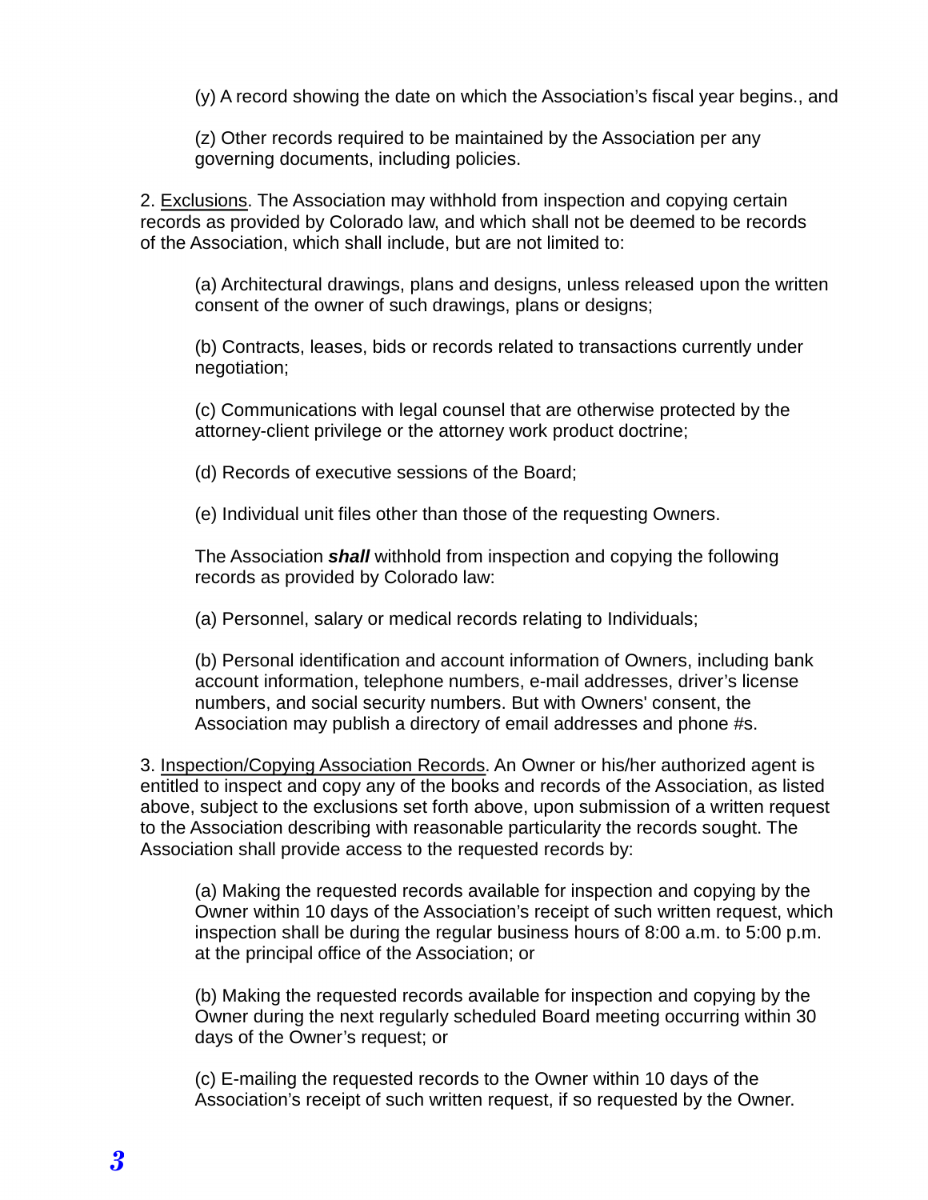(y) A record showing the date on which the Association's fiscal year begins., and

(z) Other records required to be maintained by the Association per any governing documents, including policies.

2. Exclusions. The Association may withhold from inspection and copying certain records as provided by Colorado law, and which shall not be deemed to be records of the Association, which shall include, but are not limited to:

(a) Architectural drawings, plans and designs, unless released upon the written consent of the owner of such drawings, plans or designs;

(b) Contracts, leases, bids or records related to transactions currently under negotiation;

(c) Communications with legal counsel that are otherwise protected by the attorney-client privilege or the attorney work product doctrine;

(d) Records of executive sessions of the Board;

(e) Individual unit files other than those of the requesting Owners.

The Association ***shall*** withhold from inspection and copying the following records as provided by Colorado law:

(a) Personnel, salary or medical records relating to Individuals;

(b) Personal identification and account information of Owners, including bank account information, telephone numbers, e-mail addresses, driver's license numbers, and social security numbers. But with Owners' consent, the Association may publish a directory of email addresses and phone #s.

3. Inspection/Copying Association Records. An Owner or his/her authorized agent is entitled to inspect and copy any of the books and records of the Association, as listed above, subject to the exclusions set forth above, upon submission of a written request to the Association describing with reasonable particularity the records sought. The Association shall provide access to the requested records by:

(a) Making the requested records available for inspection and copying by the Owner within 10 days of the Association's receipt of such written request, which inspection shall be during the regular business hours of 8:00 a.m. to 5:00 p.m. at the principal office of the Association; or

(b) Making the requested records available for inspection and copying by the Owner during the next regularly scheduled Board meeting occurring within 30 days of the Owner's request; or

(c) E-mailing the requested records to the Owner within 10 days of the Association's receipt of such written request, if so requested by the Owner.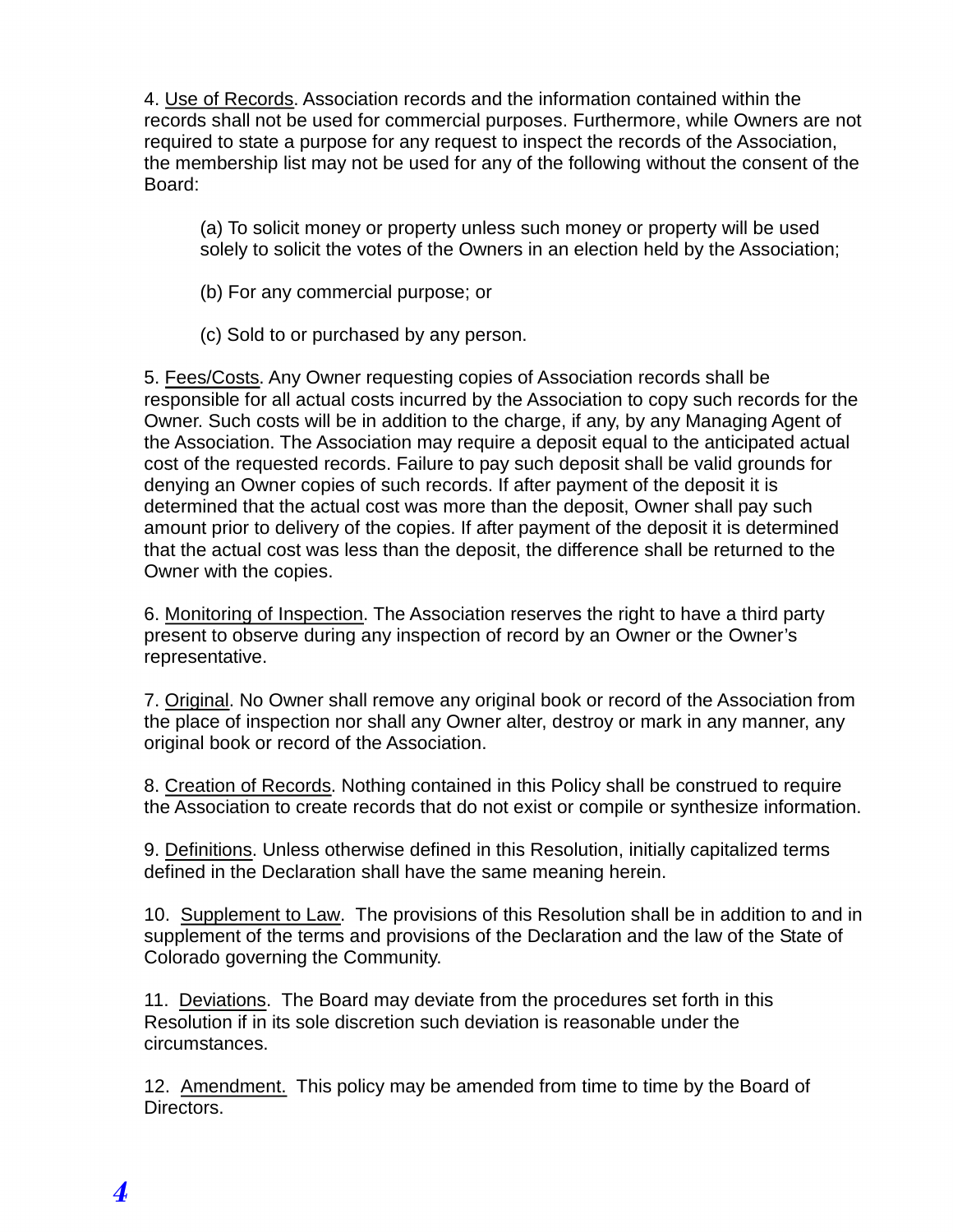4. <u>Use of Records</u>. Association records and the information contained within the records shall not be used for commercial purposes. Furthermore, while Owners are not required to state a purpose for any request to inspect the records of the Association, the membership list may not be used for any of the following without the consent of the Board:

(a) To solicit money or property unless such money or property will be used solely to solicit the votes of the Owners in an election held by the Association;

(b) For any commercial purpose; or

(c) Sold to or purchased by any person.

5. <u>Fees/Costs</u>. Any Owner requesting copies of Association records shall be responsible for all actual costs incurred by the Association to copy such records for the Owner. Such costs will be in addition to the charge, if any, by any Managing Agent of the Association. The Association may require a deposit equal to the anticipated actual cost of the requested records. Failure to pay such deposit shall be valid grounds for denying an Owner copies of such records. If after payment of the deposit it is determined that the actual cost was more than the deposit, Owner shall pay such amount prior to delivery of the copies. If after payment of the deposit it is determined that the actual cost was less than the deposit, the difference shall be returned to the Owner with the copies.

6. <u>Monitoring of Inspection</u>. The Association reserves the right to have a third party present to observe during any inspection of record by an Owner or the Owner's representative.

7. <u>Original</u>. No Owner shall remove any original book or record of the Association from the place of inspection nor shall any Owner alter, destroy or mark in any manner, any original book or record of the Association.

8. <u>Creation of Records</u>. Nothing contained in this Policy shall be construed to require the Association to create records that do not exist or compile or synthesize information.

9. <u>Definitions</u>. Unless otherwise defined in this Resolution, initially capitalized terms defined in the Declaration shall have the same meaning herein.

10. <u>Supplement to Law</u>. The provisions of this Resolution shall be in addition to and in supplement of the terms and provisions of the Declaration and the law of the State of Colorado governing the Community.

11. <u>Deviations</u>. The Board may deviate from the procedures set forth in this Resolution if in its sole discretion such deviation is reasonable under the circumstances.

12. <u>Amendment.</u> This policy may be amended from time to time by the Board of Directors.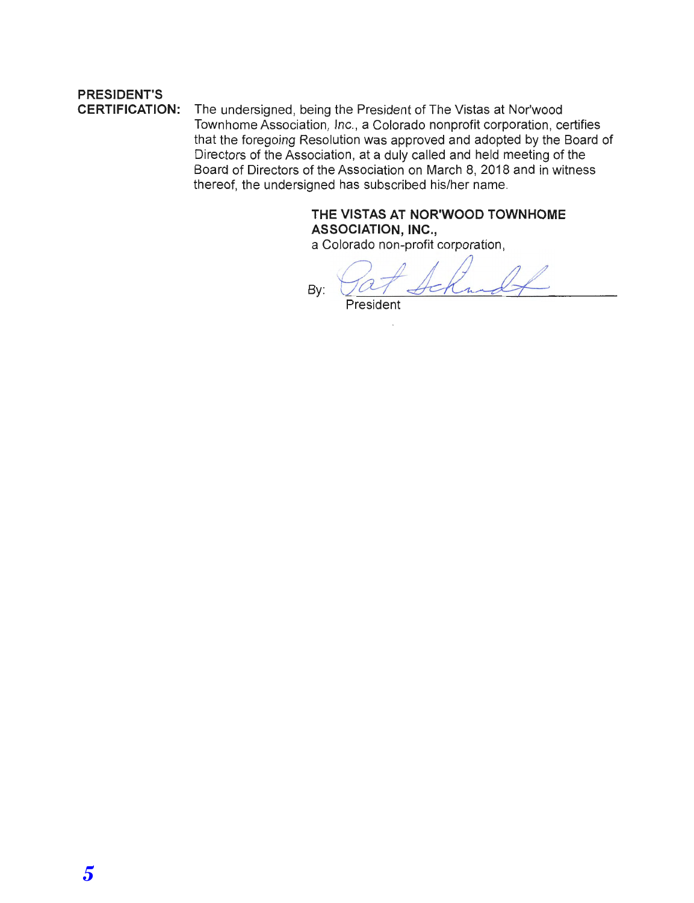**PRESIDENT'S CERTIFICATION:** The undersigned, being the President of The Vistas at Nor'wood Townhome Association, Inc., a Colorado nonprofit corporation, certifies that the foregoing Resolution was approved and adopted by the Board of Directors of the Association, at a duly called and held meeting of the Board of Directors of the Association on March 8, 2018 and in witness thereof, the undersigned has subscribed his/her name.

**THE VISTAS AT NOR'WOOD TOWNHOME ASSOCIATION, INC.,**
a Colorado non-profit corporation,

By: Pat Schmidt
President